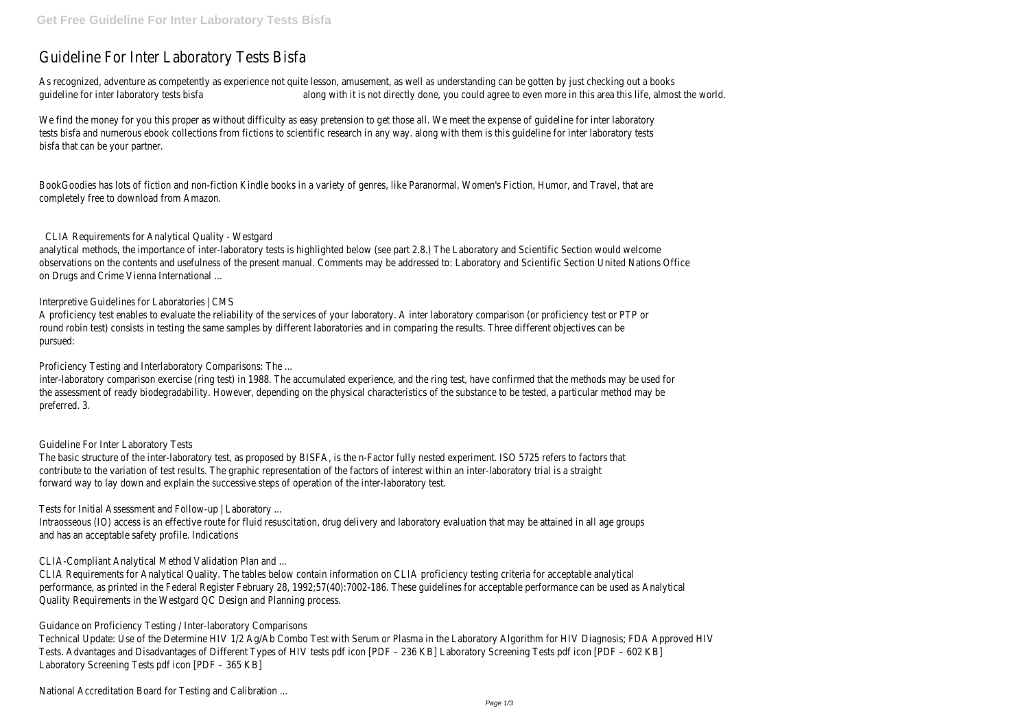# Guideline For Inter Laboratory Tests Bisfa

As recognized, adventure as competently as experience not quite lesson, amusement, as well as understanding can be gotten by just checking out a books **guideline for inter laboratory tests bisfa** along with it is not directly done, you could agree to even more in this area this life, almost the world.

We find the money for you this proper as without difficulty as easy pretension to get those all. We meet the expense of guideline for inter laboratory tests bisfa and numerous ebook collections from fictions to scientific research in any way. along with them is this guideline for inter laboratory tests bisfa that can be your partner.

BookGoodies has lots of fiction and non-fiction Kindle books in a variety of genres, like Paranormal, Women's Fiction, Humor, and Travel, that are completely free to download from Amazon.

## CLIA Requirements for Analytical Quality - Westgard

analytical methods, the importance of inter-laboratory tests is highlighted below (see part 2.8.) The Laboratory and Scientific Section would welcome observations on the contents and usefulness of the present manual. Comments may be addressed to: Laboratory and Scientific Section United Nations Office on Drugs and Crime Vienna International ...

## Interpretive Guidelines for Laboratories | CMS

A proficiency test enables to evaluate the reliability of the services of your laboratory. A inter laboratory comparison (or proficiency test or PTP or round robin test) consists in testing the same samples by different laboratories and in comparing the results. Three different objectives can be pursued:

## Proficiency Testing and Interlaboratory Comparisons: The ...

inter-laboratory comparison exercise (ring test) in 1988. The accumulated experience, and the ring test, have confirmed that the methods may be used for the assessment of ready biodegradability. However, depending on the physical characteristics of the substance to be tested, a particular method may be preferred. 3.

## Guideline For Inter Laboratory Tests

The basic structure of the inter-laboratory test, as proposed by BISFA, is the n-Factor fully nested experiment. ISO 5725 refers to factors that contribute to the variation of test results. The graphic representation of the factors of interest within an inter-laboratory trial is a straight forward way to lay down and explain the successive steps of operation of the inter-laboratory test.

## Tests for Initial Assessment and Follow-up | Laboratory ...

Intraosseous (IO) access is an effective route for fluid resuscitation, drug delivery and laboratory evaluation that may be attained in all age groups and has an acceptable safety profile. Indications

## CLIA-Compliant Analytical Method Validation Plan and ...

CLIA Requirements for Analytical Quality. The tables below contain information on CLIA proficiency testing criteria for acceptable analytical performance, as printed in the Federal Register February 28, 1992;57(40):7002-186. These guidelines for acceptable performance can be used as Analytical Quality Requirements in the Westgard QC Design and Planning process.

## Guidance on Proficiency Testing / Inter-laboratory Comparisons

Technical Update: Use of the Determine HIV 1/2 Ag/Ab Combo Test with Serum or Plasma in the Laboratory Algorithm for HIV Diagnosis; FDA Approved HIV Tests. Advantages and Disadvantages of Different Types of HIV tests pdf icon [PDF – 236 KB] Laboratory Screening Tests pdf icon [PDF – 602 KB] Laboratory Screening Tests pdf icon [PDF – 365 KB]

## National Accreditation Board for Testing and Calibration ...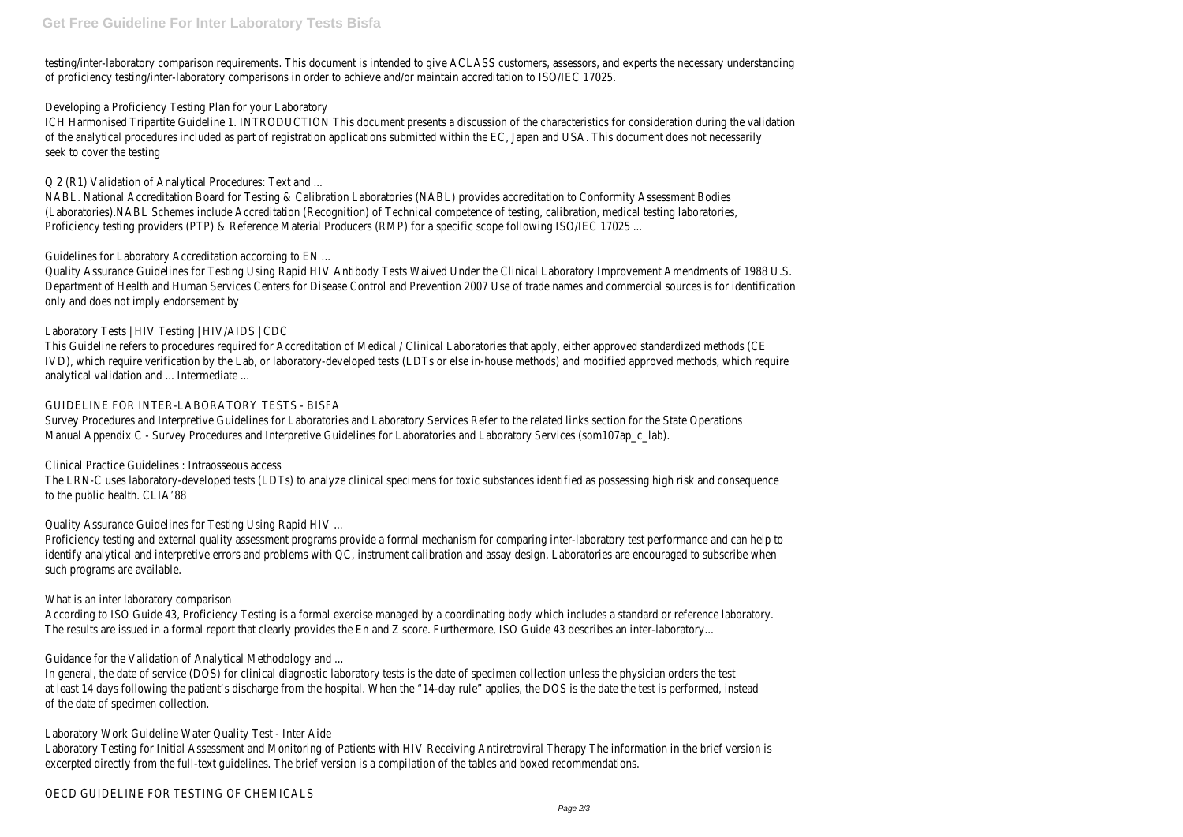testing/inter-laboratory comparison requirements. This document is intended to give ACLASS customers, assessors, and experts the necessary understanding of proficiency testing/inter-laboratory comparisons in order to achieve and/or maintain accreditation to ISO/IEC 17025.

Developing a Proficiency Testing Plan for your Laboratory

ICH Harmonised Tripartite Guideline 1. INTRODUCTION This document presents a discussion of the characteristics for consideration during the validation of the analytical procedures included as part of registration applications submitted within the EC, Japan and USA. This document does not necessarily seek to cover the testing

Q 2 (R1) Validation of Analytical Procedures: Text and ...

NABL. National Accreditation Board for Testing & Calibration Laboratories (NABL) provides accreditation to Conformity Assessment Bodies (Laboratories).NABL Schemes include Accreditation (Recognition) of Technical competence of testing, calibration, medical testing laboratories, Proficiency testing providers (PTP) & Reference Material Producers (RMP) for a specific scope following ISO/IEC 17025 ...

Guidelines for Laboratory Accreditation according to EN ...

Quality Assurance Guidelines for Testing Using Rapid HIV Antibody Tests Waived Under the Clinical Laboratory Improvement Amendments of 1988 U.S. Department of Health and Human Services Centers for Disease Control and Prevention 2007 Use of trade names and commercial sources is for identification only and does not imply endorsement by

Laboratory Tests | HIV Testing | HIV/AIDS | CDC

This Guideline refers to procedures required for Accreditation of Medical / Clinical Laboratories that apply, either approved standardized methods (CE IVD), which require verification by the Lab, or laboratory-developed tests (LDTs or else in-house methods) and modified approved methods, which require analytical validation and ... Intermediate ...

GUIDELINE FOR INTER-LABORATORY TESTS - BISFA

Survey Procedures and Interpretive Guidelines for Laboratories and Laboratory Services Refer to the related links section for the State Operations Manual Appendix C - Survey Procedures and Interpretive Guidelines for Laboratories and Laboratory Services (som107ap_c_lab).

Clinical Practice Guidelines : Intraosseous access

The LRN-C uses laboratory-developed tests (LDTs) to analyze clinical specimens for toxic substances identified as possessing high risk and consequence to the public health. CLIA'88

Quality Assurance Guidelines for Testing Using Rapid HIV ...

Proficiency testing and external quality assessment programs provide a formal mechanism for comparing inter-laboratory test performance and can help to identify analytical and interpretive errors and problems with QC, instrument calibration and assay design. Laboratories are encouraged to subscribe when such programs are available.

What is an inter laboratory comparison

According to ISO Guide 43, Proficiency Testing is a formal exercise managed by a coordinating body which includes a standard or reference laboratory. The results are issued in a formal report that clearly provides the En and Z score. Furthermore, ISO Guide 43 describes an inter-laboratory...

Guidance for the Validation of Analytical Methodology and ...

In general, the date of service (DOS) for clinical diagnostic laboratory tests is the date of specimen collection unless the physician orders the test at least 14 days following the patient's discharge from the hospital. When the "14-day rule" applies, the DOS is the date the test is performed, instead of the date of specimen collection.

Laboratory Work Guideline Water Quality Test - Inter Aide

Laboratory Testing for Initial Assessment and Monitoring of Patients with HIV Receiving Antiretroviral Therapy The information in the brief version is excerpted directly from the full-text guidelines. The brief version is a compilation of the tables and boxed recommendations.

OECD GUIDELINE FOR TESTING OF CHEMICALS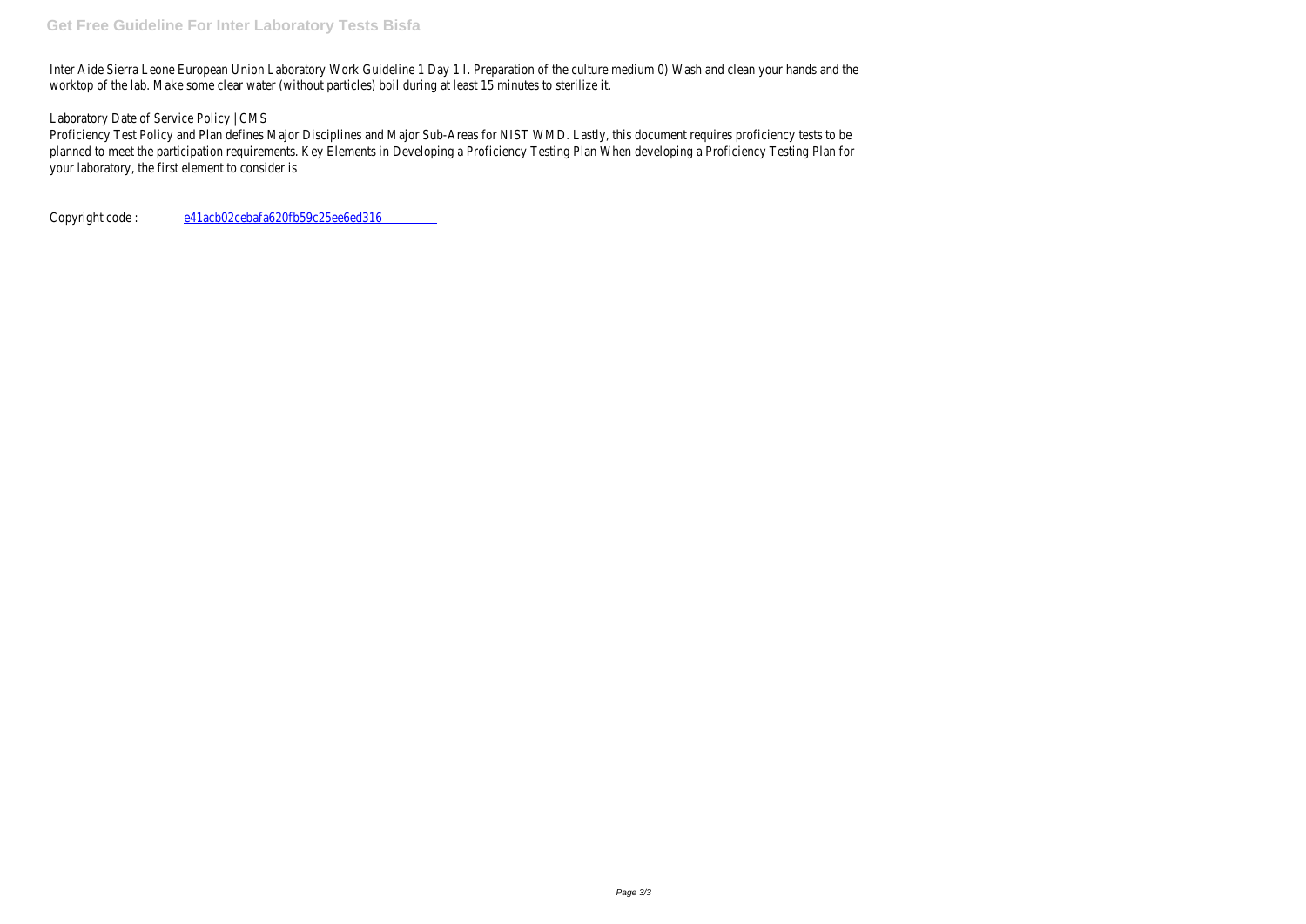Inter Aide Sierra Leone European Union Laboratory Work Guideline 1 Day 1 I. Preparation of the culture medium 0) Wash and clean your hands and the worktop of the lab. Make some clear water (without particles) boil during at least 15 minutes to sterilize it.

Laboratory Date of Service Policy | CMS

Proficiency Test Policy and Plan defines Major Disciplines and Major Sub-Areas for NIST WMD. Lastly, this document requires proficiency tests to be planned to meet the participation requirements. Key Elements in Developing a Proficiency Testing Plan When developing a Proficiency Testing Plan for your laboratory, the first element to consider is

Copyright code : e41acb02cebafa620fb59c25ee6ed316